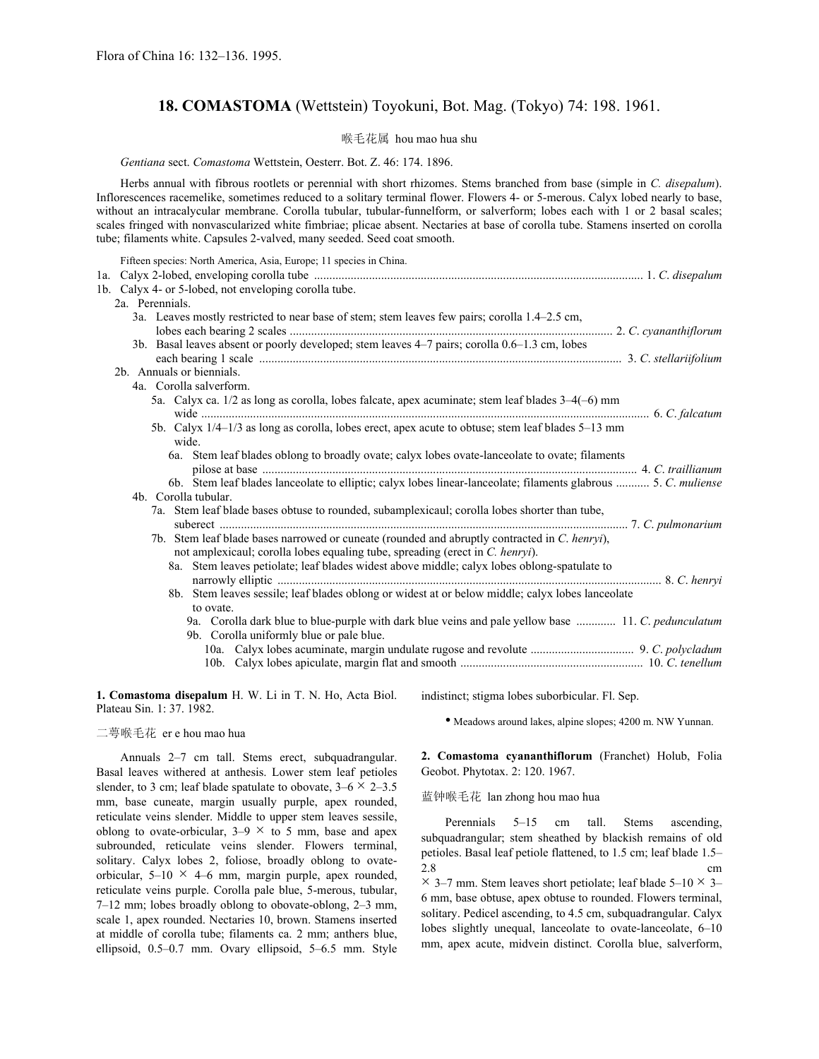Flora of China 16: 132–136. 1995.

# 18. COMASTOMA (Wettstein) Toyokuni, Bot. Mag. (Tokyo) 74: 198. 1961.

喉毛花属 hou mao hua shu

*Gentiana* sect. *Comastoma* Wettstein, Oesterr. Bot. Z. 46: 174. 1896.

Herbs annual with fibrous rootlets or perennial with short rhizomes. Stems branched from base (simple in *C. disepalum*). Inflorescences racemelike, sometimes reduced to a solitary terminal flower. Flowers 4- or 5-merous. Calyx lobed nearly to base, without an intracalycular membrane. Corolla tubular, tubular-funnelform, or salverform; lobes each with 1 or 2 basal scales; scales fringed with nonvascularized white fimbriae; plicae absent. Nectaries at base of corolla tube. Stamens inserted on corolla tube; filaments white. Capsules 2-valved, many seeded. Seed coat smooth.

Fifteen species: North America, Asia, Europe; 11 species in China.

1a. Calyx 2-lobed, enveloping corolla tube ..................... 1. *C. disepalum*
1b. Calyx 4- or 5-lobed, not enveloping corolla tube.
  2a. Perennials.
    3a. Leaves mostly restricted to near base of stem; stem leaves few pairs; corolla 1.4–2.5 cm, lobes each bearing 2 scales ..................... 2. *C. cyananthiflorum*
    3b. Basal leaves absent or poorly developed; stem leaves 4–7 pairs; corolla 0.6–1.3 cm, lobes each bearing 1 scale ..................... 3. *C. stellariifolium*
  2b. Annuals or biennials.
    4a. Corolla salverform.
      5a. Calyx ca. 1/2 as long as corolla, lobes falcate, apex acuminate; stem leaf blades 3–4(–6) mm wide ..................... 6. *C. falcatum*
      5b. Calyx 1/4–1/3 as long as corolla, lobes erect, apex acute to obtuse; stem leaf blades 5–13 mm wide.
        6a. Stem leaf blades oblong to broadly ovate; calyx lobes ovate-lanceolate to ovate; filaments pilose at base ..................... 4. *C. traillianum*
        6b. Stem leaf blades lanceolate to elliptic; calyx lobes linear-lanceolate; filaments glabrous ..................... 5. *C. muliense*
    4b. Corolla tubular.
      7a. Stem leaf blade bases obtuse to rounded, subamplexicaul; corolla lobes shorter than tube, suberect ..................... 7. *C. pulmonarium*
      7b. Stem leaf blade bases narrowed or cuneate (rounded and abruptly contracted in *C. henryi*), not amplexicaul; corolla lobes equaling tube, spreading (erect in *C. henryi*).
        8a. Stem leaves petiolate; leaf blades widest above middle; calyx lobes oblong-spatulate to narrowly elliptic ..................... 8. *C. henryi*
        8b. Stem leaves sessile; leaf blades oblong or widest at or below middle; calyx lobes lanceolate to ovate.
          9a. Corolla dark blue to blue-purple with dark blue veins and pale yellow base ..................... 11. *C. pedunculatum*
          9b. Corolla uniformly blue or pale blue.
            10a. Calyx lobes acuminate, margin undulate rugose and revolute ..................... 9. *C. polycladum*
            10b. Calyx lobes apiculate, margin flat and smooth ..................... 10. *C. tenellum*

**1. Comastoma disepalum** H. W. Li in T. N. Ho, Acta Biol. Plateau Sin. 1: 37. 1982.

二萼喉毛花 er e hou mao hua

Annuals 2–7 cm tall. Stems erect, subquadrangular. Basal leaves withered at anthesis. Lower stem leaf petioles slender, to 3 cm; leaf blade spatulate to obovate, 3–6 × 2–3.5 mm, base cuneate, margin usually purple, apex rounded, reticulate veins slender. Middle to upper stem leaves sessile, oblong to ovate-orbicular, 3–9 × to 5 mm, base and apex subrounded, reticulate veins slender. Flowers terminal, solitary. Calyx lobes 2, foliose, broadly oblong to ovate-orbicular, 5–10 × 4–6 mm, margin purple, apex rounded, reticulate veins purple. Corolla pale blue, 5-merous, tubular, 7–12 mm; lobes broadly oblong to obovate-oblong, 2–3 mm, scale 1, apex rounded. Nectaries 10, brown. Stamens inserted at middle of corolla tube; filaments ca. 2 mm; anthers blue, ellipsoid, 0.5–0.7 mm. Ovary ellipsoid, 5–6.5 mm. Style indistinct; stigma lobes suborbicular. Fl. Sep.

- Meadows around lakes, alpine slopes; 4200 m. NW Yunnan.

**2. Comastoma cyananthiflorum** (Franchet) Holub, Folia Geobot. Phytotax. 2: 120. 1967.

蓝钟喉毛花 lan zhong hou mao hua

Perennials 5–15 cm tall. Stems ascending, subquadrangular; stem sheathed by blackish remains of old petioles. Basal leaf petiole flattened, to 1.5 cm; leaf blade 1.5–2.8 cm × 3–7 mm. Stem leaves short petiolate; leaf blade 5–10 × 3–6 mm, base obtuse, apex obtuse to rounded. Flowers terminal, solitary. Pedicel ascending, to 4.5 cm, subquadrangular. Calyx lobes slightly unequal, lanceolate to ovate-lanceolate, 6–10 mm, apex acute, midvein distinct. Corolla blue, salverform,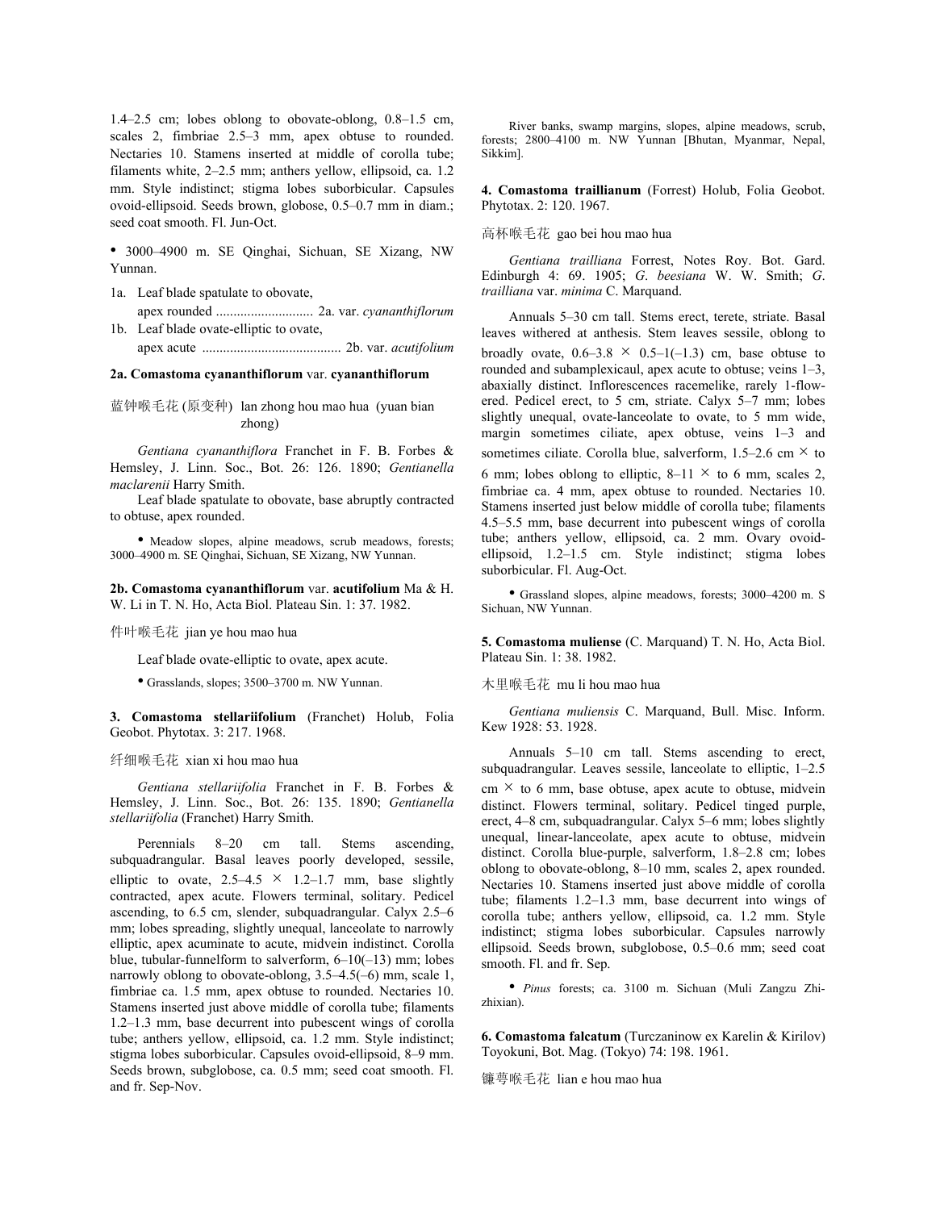1.4–2.5 cm; lobes oblong to obovate-oblong, 0.8–1.5 cm, scales 2, fimbriae 2.5–3 mm, apex obtuse to rounded. Nectaries 10. Stamens inserted at middle of corolla tube; filaments white, 2–2.5 mm; anthers yellow, ellipsoid, ca. 1.2 mm. Style indistinct; stigma lobes suborbicular. Capsules ovoid-ellipsoid. Seeds brown, globose, 0.5–0.7 mm in diam.; seed coat smooth. Fl. Jun-Oct.

• 3000–4900 m. SE Qinghai, Sichuan, SE Xizang, NW Yunnan.

1a. Leaf blade spatulate to obovate, apex rounded ............................ 2a. var. *cyananthiflorum*
1b. Leaf blade ovate-elliptic to ovate, apex acute ........................................ 2b. var. *acutifolium*

**2a. Comastoma cyananthiflorum** var. **cyananthiflorum**

蓝钟喉毛花 (原变种) lan zhong hou mao hua (yuan bian zhong)

*Gentiana cyananthiflora* Franchet in F. B. Forbes & Hemsley, J. Linn. Soc., Bot. 26: 126. 1890; *Gentianella maclarenii* Harry Smith.

Leaf blade spatulate to obovate, base abruptly contracted to obtuse, apex rounded.

• Meadow slopes, alpine meadows, scrub meadows, forests; 3000–4900 m. SE Qinghai, Sichuan, SE Xizang, NW Yunnan.

**2b. Comastoma cyananthiflorum** var. **acutifolium** Ma & H. W. Li in T. N. Ho, Acta Biol. Plateau Sin. 1: 37. 1982.

件叶喉毛花 jian ye hou mao hua

Leaf blade ovate-elliptic to ovate, apex acute.

• Grasslands, slopes; 3500–3700 m. NW Yunnan.

**3. Comastoma stellariifolium** (Franchet) Holub, Folia Geobot. Phytotax. 3: 217. 1968.

纤细喉毛花 xian xi hou mao hua

*Gentiana stellariifolia* Franchet in F. B. Forbes & Hemsley, J. Linn. Soc., Bot. 26: 135. 1890; *Gentianella stellariifolia* (Franchet) Harry Smith.

Perennials 8–20 cm tall. Stems ascending, subquadrangular. Basal leaves poorly developed, sessile, elliptic to ovate, 2.5–4.5 × 1.2–1.7 mm, base slightly contracted, apex acute. Flowers terminal, solitary. Pedicel ascending, to 6.5 cm, slender, subquadrangular. Calyx 2.5–6 mm; lobes spreading, slightly unequal, lanceolate to narrowly elliptic, apex acuminate to acute, midvein indistinct. Corolla blue, tubular-funnelform to salverform, 6–10(–13) mm; lobes narrowly oblong to obovate-oblong, 3.5–4.5(–6) mm, scale 1, fimbriae ca. 1.5 mm, apex obtuse to rounded. Nectaries 10. Stamens inserted just above middle of corolla tube; filaments 1.2–1.3 mm, base decurrent into pubescent wings of corolla tube; anthers yellow, ellipsoid, ca. 1.2 mm. Style indistinct; stigma lobes suborbicular. Capsules ovoid-ellipsoid, 8–9 mm. Seeds brown, subglobose, ca. 0.5 mm; seed coat smooth. Fl. and fr. Sep-Nov.

River banks, swamp margins, slopes, alpine meadows, scrub, forests; 2800–4100 m. NW Yunnan [Bhutan, Myanmar, Nepal, Sikkim].

**4. Comastoma traillianum** (Forrest) Holub, Folia Geobot. Phytotax. 2: 120. 1967.

高杯喉毛花 gao bei hou mao hua

*Gentiana trailliana* Forrest, Notes Roy. Bot. Gard. Edinburgh 4: 69. 1905; *G. beesiana* W. W. Smith; *G. trailliana* var. *minima* C. Marquand.

Annuals 5–30 cm tall. Stems erect, terete, striate. Basal leaves withered at anthesis. Stem leaves sessile, oblong to broadly ovate, 0.6–3.8 × 0.5–1(–1.3) cm, base obtuse to rounded and subamplexicaul, apex acute to obtuse; veins 1–3, abaxially distinct. Inflorescences racemelike, rarely 1-flowered. Pedicel erect, to 5 cm, striate. Calyx 5–7 mm; lobes slightly unequal, ovate-lanceolate to ovate, to 5 mm wide, margin sometimes ciliate, apex obtuse, veins 1–3 and sometimes ciliate. Corolla blue, salverform, 1.5–2.6 cm × to 6 mm; lobes oblong to elliptic, 8–11 × to 6 mm, scales 2, fimbriae ca. 4 mm, apex obtuse to rounded. Nectaries 10. Stamens inserted just below middle of corolla tube; filaments 4.5–5.5 mm, base decurrent into pubescent wings of corolla tube; anthers yellow, ellipsoid, ca. 2 mm. Ovary ovoid-ellipsoid, 1.2–1.5 cm. Style indistinct; stigma lobes suborbicular. Fl. Aug-Oct.

• Grassland slopes, alpine meadows, forests; 3000–4200 m. S Sichuan, NW Yunnan.

**5. Comastoma muliense** (C. Marquand) T. N. Ho, Acta Biol. Plateau Sin. 1: 38. 1982.

木里喉毛花 mu li hou mao hua

*Gentiana muliensis* C. Marquand, Bull. Misc. Inform. Kew 1928: 53. 1928.

Annuals 5–10 cm tall. Stems ascending to erect, subquadrangular. Leaves sessile, lanceolate to elliptic, 1–2.5 cm × to 6 mm, base obtuse, apex acute to obtuse, midvein distinct. Flowers terminal, solitary. Pedicel tinged purple, erect, 4–8 cm, subquadrangular. Calyx 5–6 mm; lobes slightly unequal, linear-lanceolate, apex acute to obtuse, midvein distinct. Corolla blue-purple, salverform, 1.8–2.8 cm; lobes oblong to obovate-oblong, 8–10 mm, scales 2, apex rounded. Nectaries 10. Stamens inserted just above middle of corolla tube; filaments 1.2–1.3 mm, base decurrent into wings of corolla tube; anthers yellow, ellipsoid, ca. 1.2 mm. Style indistinct; stigma lobes suborbicular. Capsules narrowly ellipsoid. Seeds brown, subglobose, 0.5–0.6 mm; seed coat smooth. Fl. and fr. Sep.

• *Pinus* forests; ca. 3100 m. Sichuan (Muli Zangzu Zizhixian).

**6. Comastoma falcatum** (Turczaninow ex Karelin & Kirilov) Toyokuni, Bot. Mag. (Tokyo) 74: 198. 1961.

镰萼喉毛花 lian e hou mao hua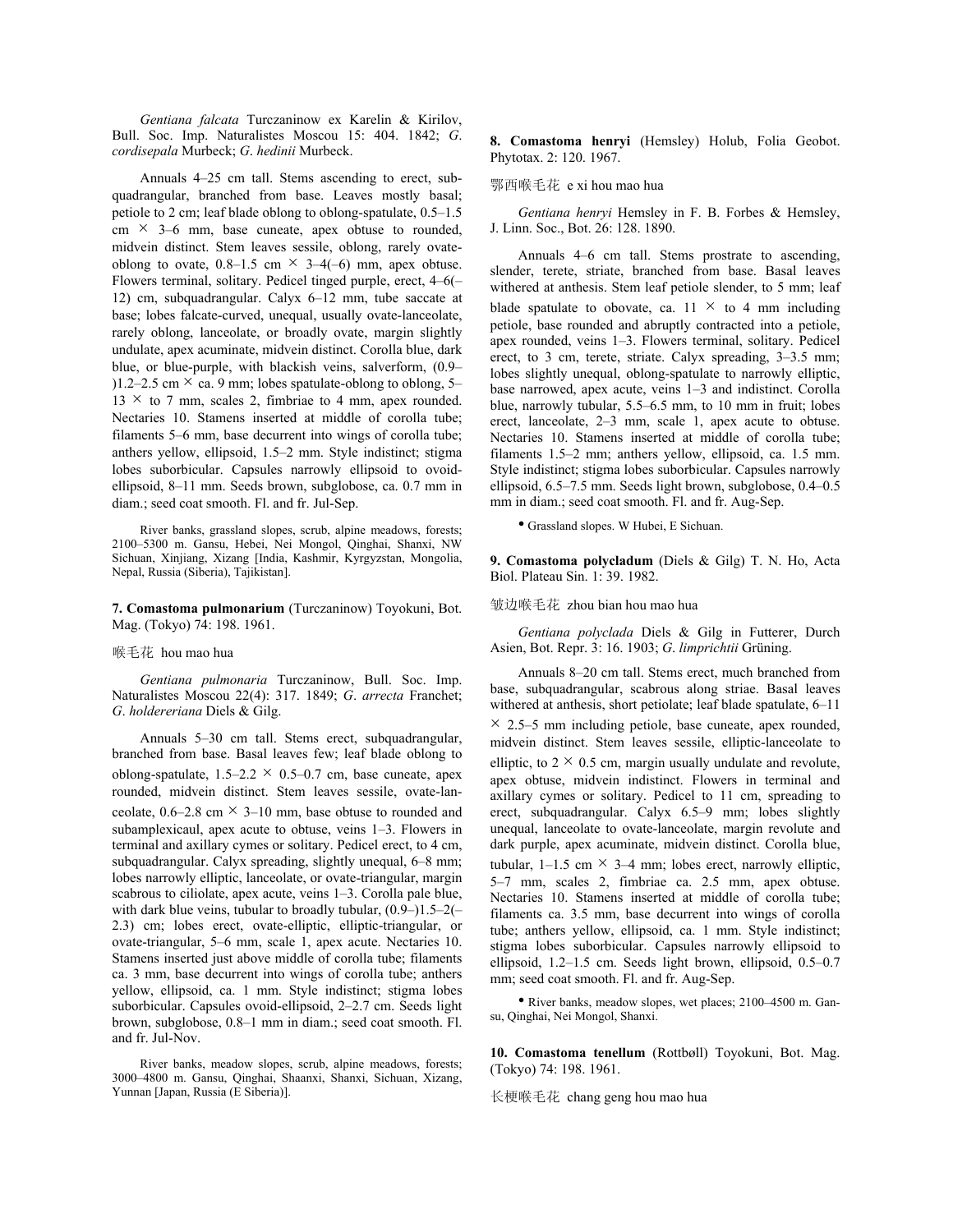*Gentiana falcata* Turczaninow ex Karelin & Kirilov, Bull. Soc. Imp. Naturalistes Moscou 15: 404. 1842; *G. cordisepala* Murbeck; *G. hedinii* Murbeck.

Annuals 4–25 cm tall. Stems ascending to erect, subquadrangular, branched from base. Leaves mostly basal; petiole to 2 cm; leaf blade oblong to oblong-spatulate, 0.5–1.5 cm × 3–6 mm, base cuneate, apex obtuse to rounded, midvein distinct. Stem leaves sessile, oblong, rarely ovate-oblong to ovate, 0.8–1.5 cm × 3–4(–6) mm, apex obtuse. Flowers terminal, solitary. Pedicel tinged purple, erect, 4–6(–12) cm, subquadrangular. Calyx 6–12 mm, tube saccate at base; lobes falcate-curved, unequal, usually ovate-lanceolate, rarely oblong, lanceolate, or broadly ovate, margin slightly undulate, apex acuminate, midvein distinct. Corolla blue, dark blue, or blue-purple, with blackish veins, salverform, (0.9–)1.2–2.5 cm × ca. 9 mm; lobes spatulate-oblong to oblong, 5–13 × to 7 mm, scales 2, fimbriae to 4 mm, apex rounded. Nectaries 10. Stamens inserted at middle of corolla tube; filaments 5–6 mm, base decurrent into wings of corolla tube; anthers yellow, ellipsoid, 1.5–2 mm. Style indistinct; stigma lobes suborbicular. Capsules narrowly ellipsoid to ovoid-ellipsoid, 8–11 mm. Seeds brown, subglobose, ca. 0.7 mm in diam.; seed coat smooth. Fl. and fr. Jul-Sep.

River banks, grassland slopes, scrub, alpine meadows, forests; 2100–5300 m. Gansu, Hebei, Nei Mongol, Qinghai, Shanxi, NW Sichuan, Xinjiang, Xizang [India, Kashmir, Kyrgyzstan, Mongolia, Nepal, Russia (Siberia), Tajikistan].

**7. Comastoma pulmonarium** (Turczaninow) Toyokuni, Bot. Mag. (Tokyo) 74: 198. 1961.

喉毛花 hou mao hua

*Gentiana pulmonaria* Turczaninow, Bull. Soc. Imp. Naturalistes Moscou 22(4): 317. 1849; *G. arrecta* Franchet; *G. holdereriana* Diels & Gilg.

Annuals 5–30 cm tall. Stems erect, subquadrangular, branched from base. Basal leaves few; leaf blade oblong to oblong-spatulate, 1.5–2.2 × 0.5–0.7 cm, base cuneate, apex rounded, midvein distinct. Stem leaves sessile, ovate-lanceolate, 0.6–2.8 cm × 3–10 mm, base obtuse to rounded and subamplexicaul, apex acute to obtuse, veins 1–3. Flowers in terminal and axillary cymes or solitary. Pedicel erect, to 4 cm, subquadrangular. Calyx spreading, slightly unequal, 6–8 mm; lobes narrowly elliptic, lanceolate, or ovate-triangular, margin scabrous to ciliolate, apex acute, veins 1–3. Corolla pale blue, with dark blue veins, tubular to broadly tubular, (0.9–)1.5–2(–2.3) cm; lobes erect, ovate-elliptic, elliptic-triangular, or ovate-triangular, 5–6 mm, scale 1, apex acute. Nectaries 10. Stamens inserted just above middle of corolla tube; filaments ca. 3 mm, base decurrent into wings of corolla tube; anthers yellow, ellipsoid, ca. 1 mm. Style indistinct; stigma lobes suborbicular. Capsules ovoid-ellipsoid, 2–2.7 cm. Seeds light brown, subglobose, 0.8–1 mm in diam.; seed coat smooth. Fl. and fr. Jul-Nov.

River banks, meadow slopes, scrub, alpine meadows, forests; 3000–4800 m. Gansu, Qinghai, Shaanxi, Shanxi, Sichuan, Xizang, Yunnan [Japan, Russia (E Siberia)].

**8. Comastoma henryi** (Hemsley) Holub, Folia Geobot. Phytotax. 2: 120. 1967.

鄂西喉毛花 e xi hou mao hua

*Gentiana henryi* Hemsley in F. B. Forbes & Hemsley, J. Linn. Soc., Bot. 26: 128. 1890.

Annuals 4–6 cm tall. Stems prostrate to ascending, slender, terete, striate, branched from base. Basal leaves withered at anthesis. Stem leaf petiole slender, to 5 mm; leaf blade spatulate to obovate, ca. 11 × to 4 mm including petiole, base rounded and abruptly contracted into a petiole, apex rounded, veins 1–3. Flowers terminal, solitary. Pedicel erect, to 3 cm, terete, striate. Calyx spreading, 3–3.5 mm; lobes slightly unequal, oblong-spatulate to narrowly elliptic, base narrowed, apex acute, veins 1–3 and indistinct. Corolla blue, narrowly tubular, 5.5–6.5 mm, to 10 mm in fruit; lobes erect, lanceolate, 2–3 mm, scale 1, apex acute to obtuse. Nectaries 10. Stamens inserted at middle of corolla tube; filaments 1.5–2 mm; anthers yellow, ellipsoid, ca. 1.5 mm. Style indistinct; stigma lobes suborbicular. Capsules narrowly ellipsoid, 6.5–7.5 mm. Seeds light brown, subglobose, 0.4–0.5 mm in diam.; seed coat smooth. Fl. and fr. Aug-Sep.

• Grassland slopes. W Hubei, E Sichuan.

**9. Comastoma polycladum** (Diels & Gilg) T. N. Ho, Acta Biol. Plateau Sin. 1: 39. 1982.

皱边喉毛花 zhou bian hou mao hua

*Gentiana polyclada* Diels & Gilg in Futterer, Durch Asien, Bot. Repr. 3: 16. 1903; *G. limprichtii* Grüning.

Annuals 8–20 cm tall. Stems erect, much branched from base, subquadrangular, scabrous along striae. Basal leaves withered at anthesis, short petiolate; leaf blade spatulate, 6–11 × 2.5–5 mm including petiole, base cuneate, apex rounded, midvein distinct. Stem leaves sessile, elliptic-lanceolate to elliptic, to 2 × 0.5 cm, margin usually undulate and revolute, apex obtuse, midvein indistinct. Flowers in terminal and axillary cymes or solitary. Pedicel to 11 cm, spreading to erect, subquadrangular. Calyx 6.5–9 mm; lobes slightly unequal, lanceolate to ovate-lanceolate, margin revolute and dark purple, apex acuminate, midvein distinct. Corolla blue, tubular, 1–1.5 cm × 3–4 mm; lobes erect, narrowly elliptic, 5–7 mm, scales 2, fimbriae ca. 2.5 mm, apex obtuse. Nectaries 10. Stamens inserted at middle of corolla tube; filaments ca. 3.5 mm, base decurrent into wings of corolla tube; anthers yellow, ellipsoid, ca. 1 mm. Style indistinct; stigma lobes suborbicular. Capsules narrowly ellipsoid to ellipsoid, 1.2–1.5 cm. Seeds light brown, ellipsoid, 0.5–0.7 mm; seed coat smooth. Fl. and fr. Aug-Sep.

• River banks, meadow slopes, wet places; 2100–4500 m. Gansu, Qinghai, Nei Mongol, Shanxi.

**10. Comastoma tenellum** (Rottbøll) Toyokuni, Bot. Mag. (Tokyo) 74: 198. 1961.

长梗喉毛花 chang geng hou mao hua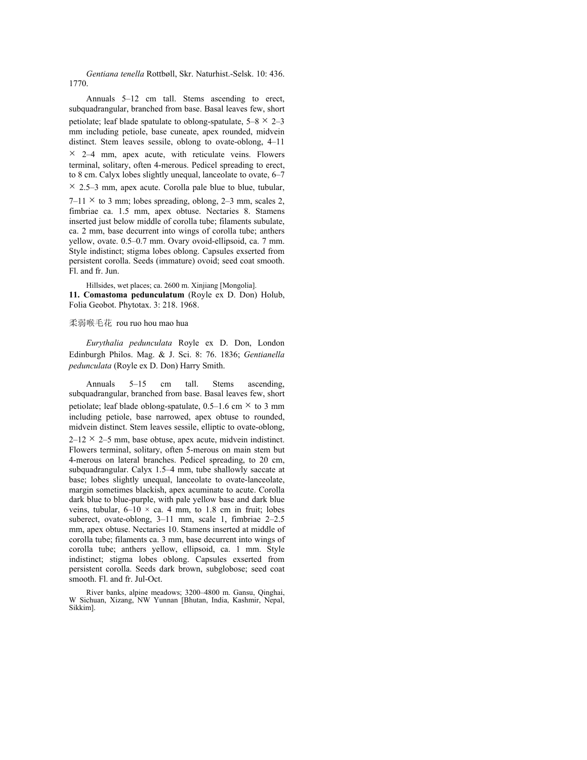*Gentiana tenella* Rottbøll, Skr. Naturhist.-Selsk. 10: 436. 1770.

Annuals 5–12 cm tall. Stems ascending to erect, subquadrangular, branched from base. Basal leaves few, short petiolate; leaf blade spatulate to oblong-spatulate, 5–8 × 2–3 mm including petiole, base cuneate, apex rounded, midvein distinct. Stem leaves sessile, oblong to ovate-oblong, 4–11 × 2–4 mm, apex acute, with reticulate veins. Flowers terminal, solitary, often 4-merous. Pedicel spreading to erect, to 8 cm. Calyx lobes slightly unequal, lanceolate to ovate, 6–7 × 2.5–3 mm, apex acute. Corolla pale blue to blue, tubular, 7–11 × to 3 mm; lobes spreading, oblong, 2–3 mm, scales 2, fimbriae ca. 1.5 mm, apex obtuse. Nectaries 8. Stamens inserted just below middle of corolla tube; filaments subulate, ca. 2 mm, base decurrent into wings of corolla tube; anthers yellow, ovate. 0.5–0.7 mm. Ovary ovoid-ellipsoid, ca. 7 mm. Style indistinct; stigma lobes oblong. Capsules exserted from persistent corolla. Seeds (immature) ovoid; seed coat smooth. Fl. and fr. Jun.

Hillsides, wet places; ca. 2600 m. Xinjiang [Mongolia].

**11. Comastoma pedunculatum** (Royle ex D. Don) Holub, Folia Geobot. Phytotax. 3: 218. 1968.

柔弱喉毛花 rou ruo hou mao hua

*Eurythalia pedunculata* Royle ex D. Don, London Edinburgh Philos. Mag. & J. Sci. 8: 76. 1836; *Gentianella pedunculata* (Royle ex D. Don) Harry Smith.

Annuals 5–15 cm tall. Stems ascending, subquadrangular, branched from base. Basal leaves few, short petiolate; leaf blade oblong-spatulate, 0.5–1.6 cm × to 3 mm including petiole, base narrowed, apex obtuse to rounded, midvein distinct. Stem leaves sessile, elliptic to ovate-oblong, 2–12 × 2–5 mm, base obtuse, apex acute, midvein indistinct. Flowers terminal, solitary, often 5-merous on main stem but 4-merous on lateral branches. Pedicel spreading, to 20 cm, subquadrangular. Calyx 1.5–4 mm, tube shallowly saccate at base; lobes slightly unequal, lanceolate to ovate-lanceolate, margin sometimes blackish, apex acuminate to acute. Corolla dark blue to blue-purple, with pale yellow base and dark blue veins, tubular, 6–10 × ca. 4 mm, to 1.8 cm in fruit; lobes suberect, ovate-oblong, 3–11 mm, scale 1, fimbriae 2–2.5 mm, apex obtuse. Nectaries 10. Stamens inserted at middle of corolla tube; filaments ca. 3 mm, base decurrent into wings of corolla tube; anthers yellow, ellipsoid, ca. 1 mm. Style indistinct; stigma lobes oblong. Capsules exserted from persistent corolla. Seeds dark brown, subglobose; seed coat smooth. Fl. and fr. Jul-Oct.

River banks, alpine meadows; 3200–4800 m. Gansu, Qinghai, W Sichuan, Xizang, NW Yunnan [Bhutan, India, Kashmir, Nepal, Sikkim].